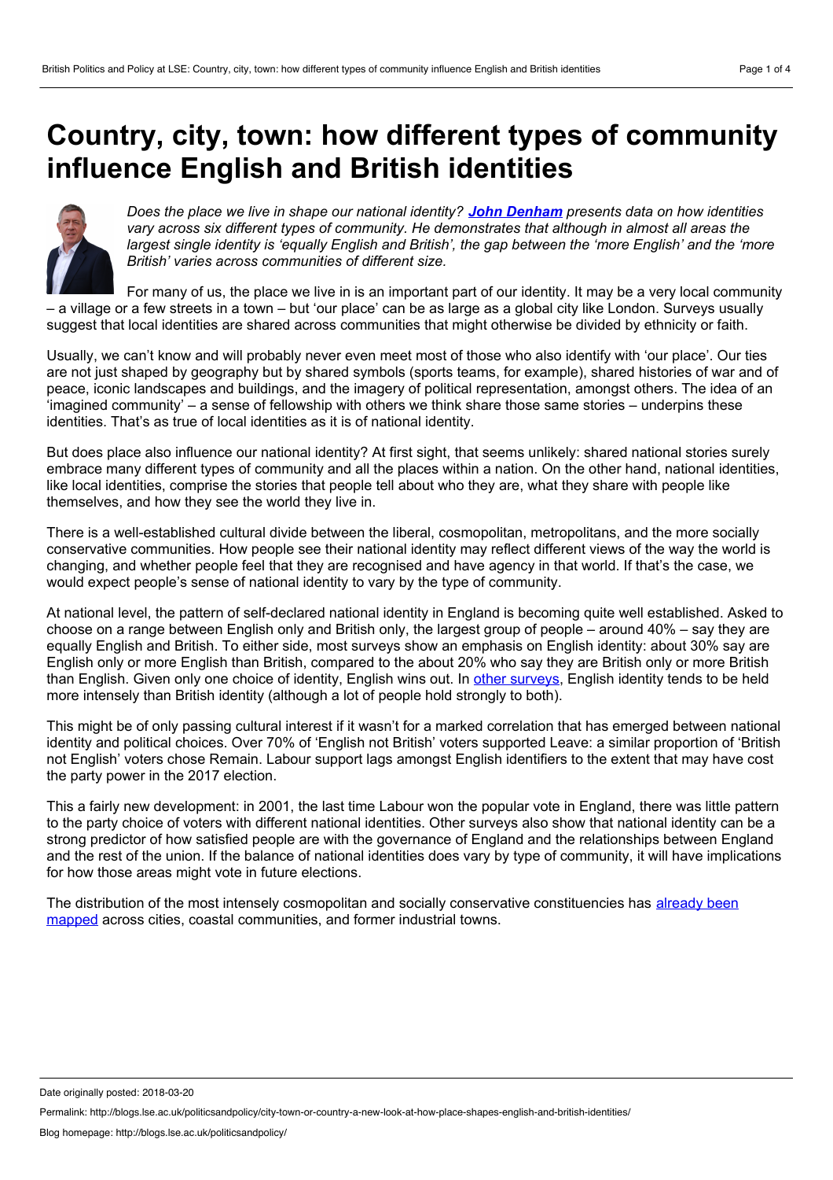# Country, city, town: how different types of community influence English and British identities

*Does the place we live in shape our national identity? **John Denham** presents data on how identities vary across six different types of community. He demonstrates that although in almost all areas the largest single identity is 'equally English and British', the gap between the 'more English' and the 'more British' varies across communities of different size.*

For many of us, the place we live in is an important part of our identity. It may be a very local community – a village or a few streets in a town – but 'our place' can be as large as a global city like London. Surveys usually suggest that local identities are shared across communities that might otherwise be divided by ethnicity or faith.

Usually, we can't know and will probably never meet most of those who also identify with 'our place'. Our ties are not just shaped by geography but by shared symbols (sports teams, for example), shared histories of war and of peace, iconic landscapes and buildings, and the imagery of political representation, amongst others. The idea of an 'imagined community' – a sense of fellowship with others we think share those same stories – underpins these identities. That's as true of local identities as it is of national identity.

But does place also influence our national identity? At first sight, that seems unlikely: shared national stories surely embrace many different types of community and all the places within a nation. On the other hand, national identities, like local identities, comprise the stories that people tell about who they are, what they share with people like themselves, and how they see the world they live in.

There is a well-established cultural divide between the liberal, cosmopolitan, metropolitans, and the more socially conservative communities. How people see their national identity may reflect different views of the way the world is changing, and whether people feel that they are recognised and have agency in that world. If that's the case, we would expect people's sense of national identity to vary by the type of community.

At national level, the pattern of self-declared national identity in England is becoming quite well established. Asked to choose on a range between English only and British only, the largest group of people – around 40% – say they are equally English and British. To either side, most surveys show an emphasis on English identity: about 30% say are English only or more English than British, compared to the about 20% who say they are British only or more British than English. Given only one choice of identity, English wins out. In other surveys, English identity tends to be held more intensely than British identity (although a lot of people hold strongly to both).

This might be of only passing cultural interest if it wasn't for a marked correlation that has emerged between national identity and political choices. Over 70% of 'English not British' voters supported Leave: a similar proportion of 'British not English' voters chose Remain. Labour support lags amongst English identifiers to the extent that may have cost the party power in the 2017 election.

This a fairly new development: in 2001, the last time Labour won the popular vote in England, there was little pattern to the party choice of voters with different national identities. Other surveys also show that national identity can be a strong predictor of how satisfied people are with the governance of England and the relationships between England and the rest of the union. If the balance of national identities does vary by type of community, it will have implications for how those areas might vote in future elections.

The distribution of the most intensely cosmopolitan and socially conservative constituencies has already been mapped across cities, coastal communities, and former industrial towns.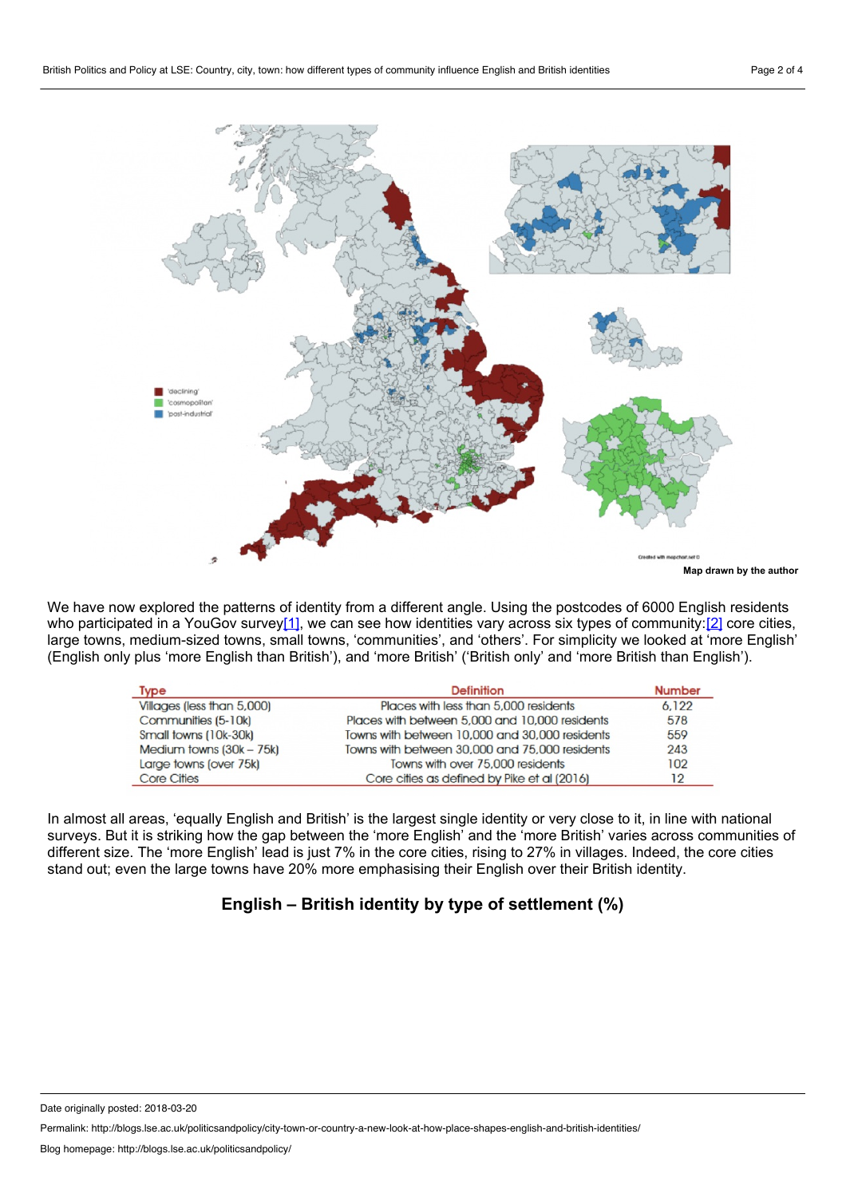Map drawn by the author

We have now explored the patterns of identity from a different angle. Using the postcodes of 6000 English residents who participated in a YouGov survey[1], we can see how identities vary across six types of community:[2] core cities, large towns, medium-sized towns, small towns, 'communities', and 'others'. For simplicity we looked at 'more English' (English only plus 'more English than British'), and 'more British' ('British only' and 'more British than English').

| Type | Definition | Number |
| --- | --- | --- |
| Villages (less than 5,000) | Places with less than 5,000 residents | 6,122 |
| Communities (5-10k) | Places with between 5,000 and 10,000 residents | 578 |
| Small towns (10k-30k) | Towns with between 10,000 and 30,000 residents | 559 |
| Medium towns (30k – 75k) | Towns with between 30,000 and 75,000 residents | 243 |
| Large towns (over 75k) | Towns with over 75,000 residents | 102 |
| Core Cities | Core cities as defined by Pike et al (2016) | 12 |

In almost all areas, 'equally English and British' is the largest single identity or very close to it, in line with national surveys. But it is striking how the gap between the 'more English' and the 'more British' varies across communities of different size. The 'more English' lead is just 7% in the core cities, rising to 27% in villages. Indeed, the core cities stand out; even the large towns have 20% more emphasising their English over their British identity.

### English – British identity by type of settlement (%)

Date originally posted: 2018-03-20

Permalink: http://blogs.lse.ac.uk/politicsandpolicy/city-town-or-country-a-new-look-at-how-place-shapes-english-and-british-identities/

Blog homepage: http://blogs.lse.ac.uk/politicsandpolicy/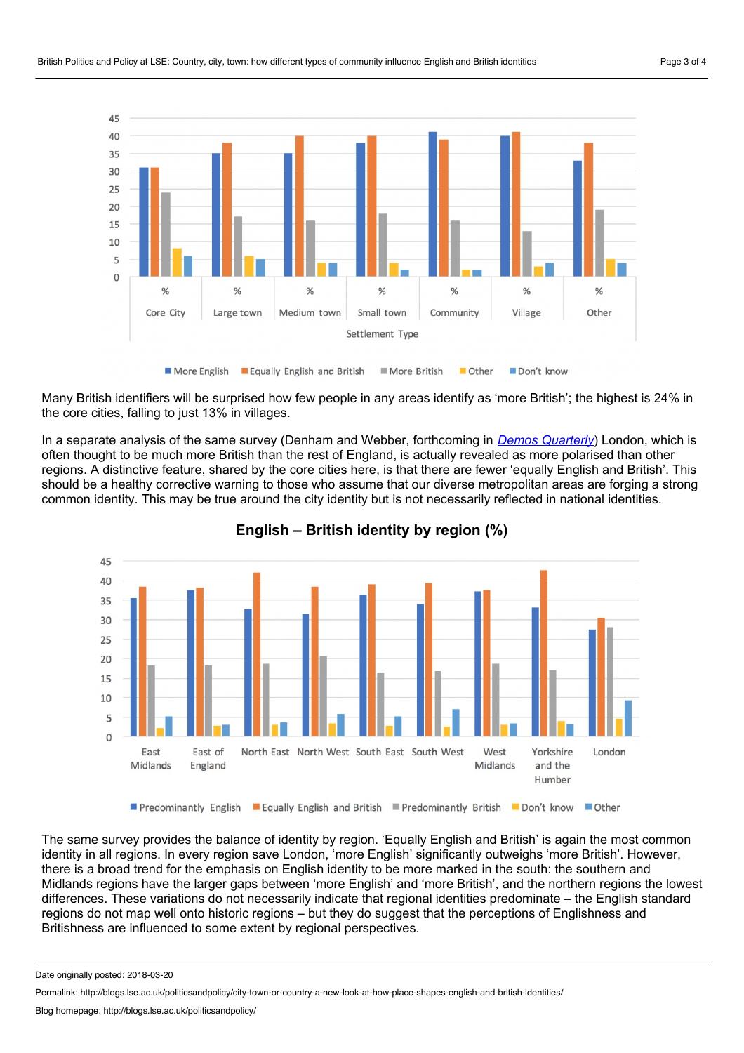Many British identifiers will be surprised how few people in any areas identify as 'more British'; the highest is 24% in the core cities, falling to just 13% in villages.

In a separate analysis of the same survey (Denham and Webber, forthcoming in *Demos Quarterly*) London, which is often thought to be much more British than the rest of England, is actually revealed as more polarised than other regions. A distinctive feature, shared by the core cities here, is that there are fewer 'equally English and British'. This should be a healthy corrective warning to those who assume that our diverse metropolitan areas are forging a strong common identity. This may be true around the city identity but is not necessarily reflected in national identities.

**English – British identity by region (%)**

The same survey provides the balance of identity by region. 'Equally English and British' is again the most common identity in all regions. In every region save London, 'more English' significantly outweighs 'more British'. However, there is a broad trend for the emphasis on English identity to be more marked in the south: the southern and Midlands regions have the larger gaps between 'more English' and 'more British', and the northern regions the lowest differences. These variations do not necessarily indicate that regional identities predominate – the English standard regions do not map well onto historic regions – but they do suggest that the perceptions of Englishness and Britishness are influenced to some extent by regional perspectives.

Date originally posted: 2018-03-20

Permalink: http://blogs.lse.ac.uk/politicsandpolicy/city-town-or-country-a-new-look-at-how-place-shapes-english-and-british-identities/

Blog homepage: http://blogs.lse.ac.uk/politicsandpolicy/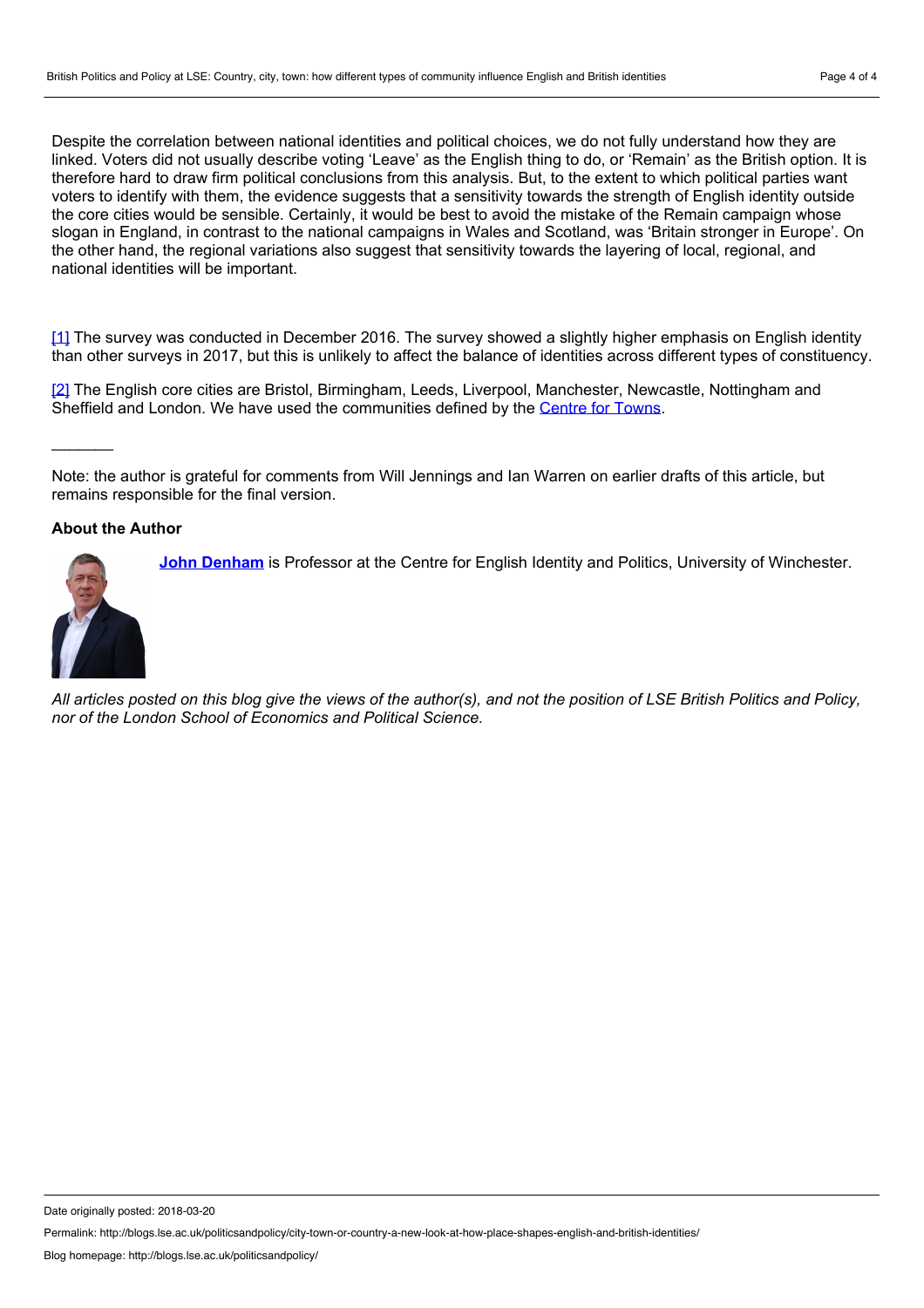Despite the correlation between national identities and political choices, we do not fully understand how they are linked. Voters did not usually describe voting 'Leave' as the English thing to do, or 'Remain' as the British option. It is therefore hard to draw firm political conclusions from this analysis. But, to the extent to which political parties want voters to identify with them, the evidence suggests that a sensitivity towards the strength of English identity outside the core cities would be sensible. Certainly, it would be best to avoid the mistake of the Remain campaign whose slogan in England, in contrast to the national campaigns in Wales and Scotland, was 'Britain stronger in Europe'. On the other hand, the regional variations also suggest that sensitivity towards the layering of local, regional, and national identities will be important.

[1] The survey was conducted in December 2016. The survey showed a slightly higher emphasis on English identity than other surveys in 2017, but this is unlikely to affect the balance of identities across different types of constituency.

[2] The English core cities are Bristol, Birmingham, Leeds, Liverpool, Manchester, Newcastle, Nottingham and Sheffield and London. We have used the communities defined by the Centre for Towns.

________

Note: the author is grateful for comments from Will Jennings and Ian Warren on earlier drafts of this article, but remains responsible for the final version.

**About the Author**

**John Denham** is Professor at the Centre for English Identity and Politics, University of Winchester.

*All articles posted on this blog give the views of the author(s), and not the position of LSE British Politics and Policy, nor of the London School of Economics and Political Science.*

Date originally posted: 2018-03-20

Permalink: http://blogs.lse.ac.uk/politicsandpolicy/city-town-or-country-a-new-look-at-how-place-shapes-english-and-british-identities/

Blog homepage: http://blogs.lse.ac.uk/politicsandpolicy/